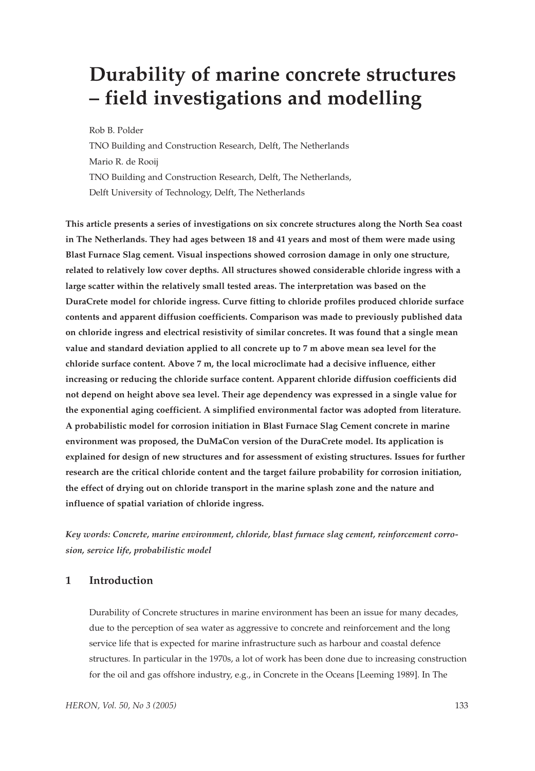# Durability of marine concrete structures – field investigations and modelling

Rob B. Polder

TNO Building and Construction Research, Delft, The Netherlands

Mario R. de Rooij

TNO Building and Construction Research, Delft, The Netherlands,

Delft University of Technology, Delft, The Netherlands

**This article presents a series of investigations on six concrete structures along the North Sea coast in The Netherlands. They had ages between 18 and 41 years and most of them were made using Blast Furnace Slag cement. Visual inspections showed corrosion damage in only one structure, related to relatively low cover depths. All structures showed considerable chloride ingress with a large scatter within the relatively small tested areas. The interpretation was based on the DuraCrete model for chloride ingress. Curve fitting to chloride profiles produced chloride surface contents and apparent diffusion coefficients. Comparison was made to previously published data on chloride ingress and electrical resistivity of similar concretes. It was found that a single mean value and standard deviation applied to all concrete up to 7 m above mean sea level for the chloride surface content. Above 7 m, the local microclimate had a decisive influence, either increasing or reducing the chloride surface content. Apparent chloride diffusion coefficients did not depend on height above sea level. Their age dependency was expressed in a single value for the exponential aging coefficient. A simplified environmental factor was adopted from literature. A probabilistic model for corrosion initiation in Blast Furnace Slag Cement concrete in marine environment was proposed, the DuMaCon version of the DuraCrete model. Its application is explained for design of new structures and for assessment of existing structures. Issues for further research are the critical chloride content and the target failure probability for corrosion initiation, the effect of drying out on chloride transport in the marine splash zone and the nature and influence of spatial variation of chloride ingress.**

***Key words: Concrete, marine environment, chloride, blast furnace slag cement, reinforcement corrosion, service life, probabilistic model***

## 1 Introduction

Durability of Concrete structures in marine environment has been an issue for many decades, due to the perception of sea water as aggressive to concrete and reinforcement and the long service life that is expected for marine infrastructure such as harbour and coastal defence structures. In particular in the 1970s, a lot of work has been done due to increasing construction for the oil and gas offshore industry, e.g., in Concrete in the Oceans [Leeming 1989]. In The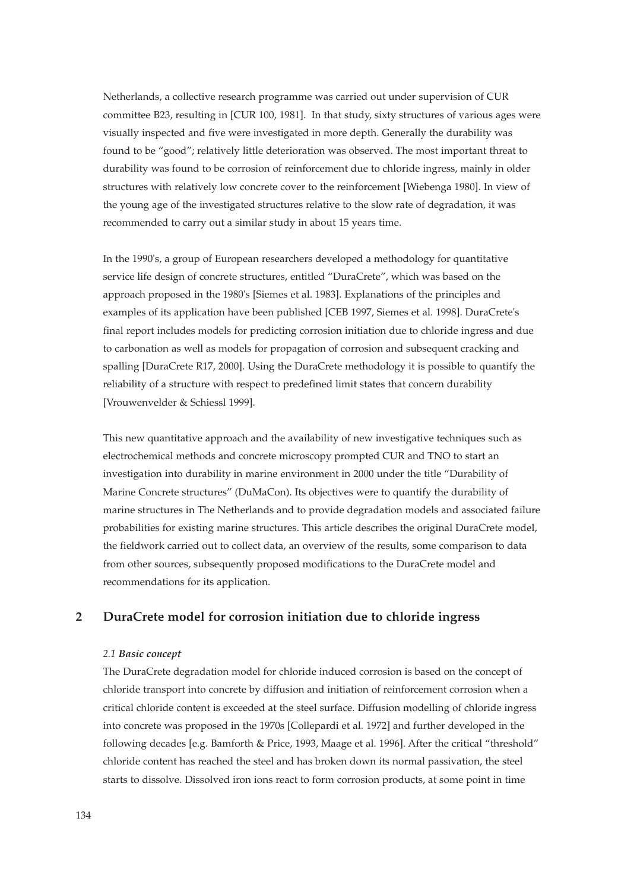Netherlands, a collective research programme was carried out under supervision of CUR committee B23, resulting in [CUR 100, 1981]. In that study, sixty structures of various ages were visually inspected and five were investigated in more depth. Generally the durability was found to be "good"; relatively little deterioration was observed. The most important threat to durability was found to be corrosion of reinforcement due to chloride ingress, mainly in older structures with relatively low concrete cover to the reinforcement [Wiebenga 1980]. In view of the young age of the investigated structures relative to the slow rate of degradation, it was recommended to carry out a similar study in about 15 years time.

In the 1990's, a group of European researchers developed a methodology for quantitative service life design of concrete structures, entitled "DuraCrete", which was based on the approach proposed in the 1980's [Siemes et al. 1983]. Explanations of the principles and examples of its application have been published [CEB 1997, Siemes et al. 1998]. DuraCrete's final report includes models for predicting corrosion initiation due to chloride ingress and due to carbonation as well as models for propagation of corrosion and subsequent cracking and spalling [DuraCrete R17, 2000]. Using the DuraCrete methodology it is possible to quantify the reliability of a structure with respect to predefined limit states that concern durability [Vrouwenvelder & Schiessl 1999].

This new quantitative approach and the availability of new investigative techniques such as electrochemical methods and concrete microscopy prompted CUR and TNO to start an investigation into durability in marine environment in 2000 under the title "Durability of Marine Concrete structures" (DuMaCon). Its objectives were to quantify the durability of marine structures in The Netherlands and to provide degradation models and associated failure probabilities for existing marine structures. This article describes the original DuraCrete model, the fieldwork carried out to collect data, an overview of the results, some comparison to data from other sources, subsequently proposed modifications to the DuraCrete model and recommendations for its application.

## 2 DuraCrete model for corrosion initiation due to chloride ingress

### *2.1 **Basic concept***

The DuraCrete degradation model for chloride induced corrosion is based on the concept of chloride transport into concrete by diffusion and initiation of reinforcement corrosion when a critical chloride content is exceeded at the steel surface. Diffusion modelling of chloride ingress into concrete was proposed in the 1970s [Collepardi et al. 1972] and further developed in the following decades [e.g. Bamforth & Price, 1993, Maage et al. 1996]. After the critical "threshold" chloride content has reached the steel and has broken down its normal passivation, the steel starts to dissolve. Dissolved iron ions react to form corrosion products, at some point in time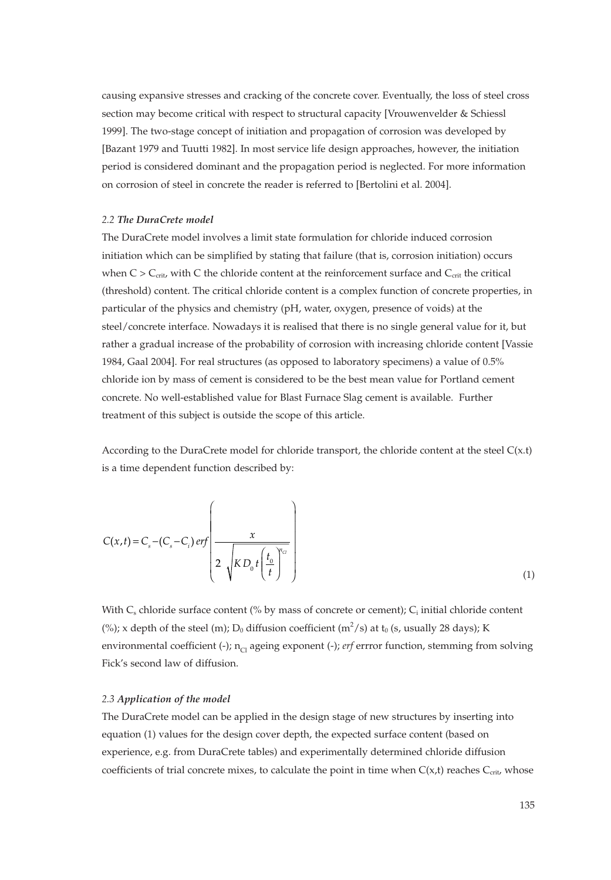causing expansive stresses and cracking of the concrete cover. Eventually, the loss of steel cross section may become critical with respect to structural capacity [Vrouwenvelder & Schiessl 1999]. The two-stage concept of initiation and propagation of corrosion was developed by [Bazant 1979 and Tuutti 1982]. In most service life design approaches, however, the initiation period is considered dominant and the propagation period is neglected. For more information on corrosion of steel in concrete the reader is referred to [Bertolini et al. 2004].

### *2.2 **The DuraCrete model***

The DuraCrete model involves a limit state formulation for chloride induced corrosion initiation which can be simplified by stating that failure (that is, corrosion initiation) occurs when $C > C_{crit}$, with C the chloride content at the reinforcement surface and $C_{crit}$ the critical (threshold) content. The critical chloride content is a complex function of concrete properties, in particular of the physics and chemistry (pH, water, oxygen, presence of voids) at the steel/concrete interface. Nowadays it is realised that there is no single general value for it, but rather a gradual increase of the probability of corrosion with increasing chloride content [Vassie 1984, Gaal 2004]. For real structures (as opposed to laboratory specimens) a value of 0.5% chloride ion by mass of cement is considered to be the best mean value for Portland cement concrete. No well-established value for Blast Furnace Slag cement is available. Further treatment of this subject is outside the scope of this article.

According to the DuraCrete model for chloride transport, the chloride content at the steel C(x.t) is a time dependent function described by:

$$C(x,t) = C_s - (C_s - C_i)\, erf\left( \frac{x}{2\sqrt{K D_0\, t \left(\frac{t_0}{t}\right)^{n_{Cl}}}} \right) \tag{1}$$

With $C_s$ chloride surface content (% by mass of concrete or cement); $C_i$ initial chloride content (%); x depth of the steel (m); $D_0$ diffusion coefficient ($m^2/s$) at $t_0$ (s, usually 28 days); K environmental coefficient (-); $n_{Cl}$ ageing exponent (-); *erf* errror function, stemming from solving Fick's second law of diffusion.

### *2.3 **Application of the model***

The DuraCrete model can be applied in the design stage of new structures by inserting into equation (1) values for the design cover depth, the expected surface content (based on experience, e.g. from DuraCrete tables) and experimentally determined chloride diffusion coefficients of trial concrete mixes, to calculate the point in time when C(x,t) reaches $C_{crit}$, whose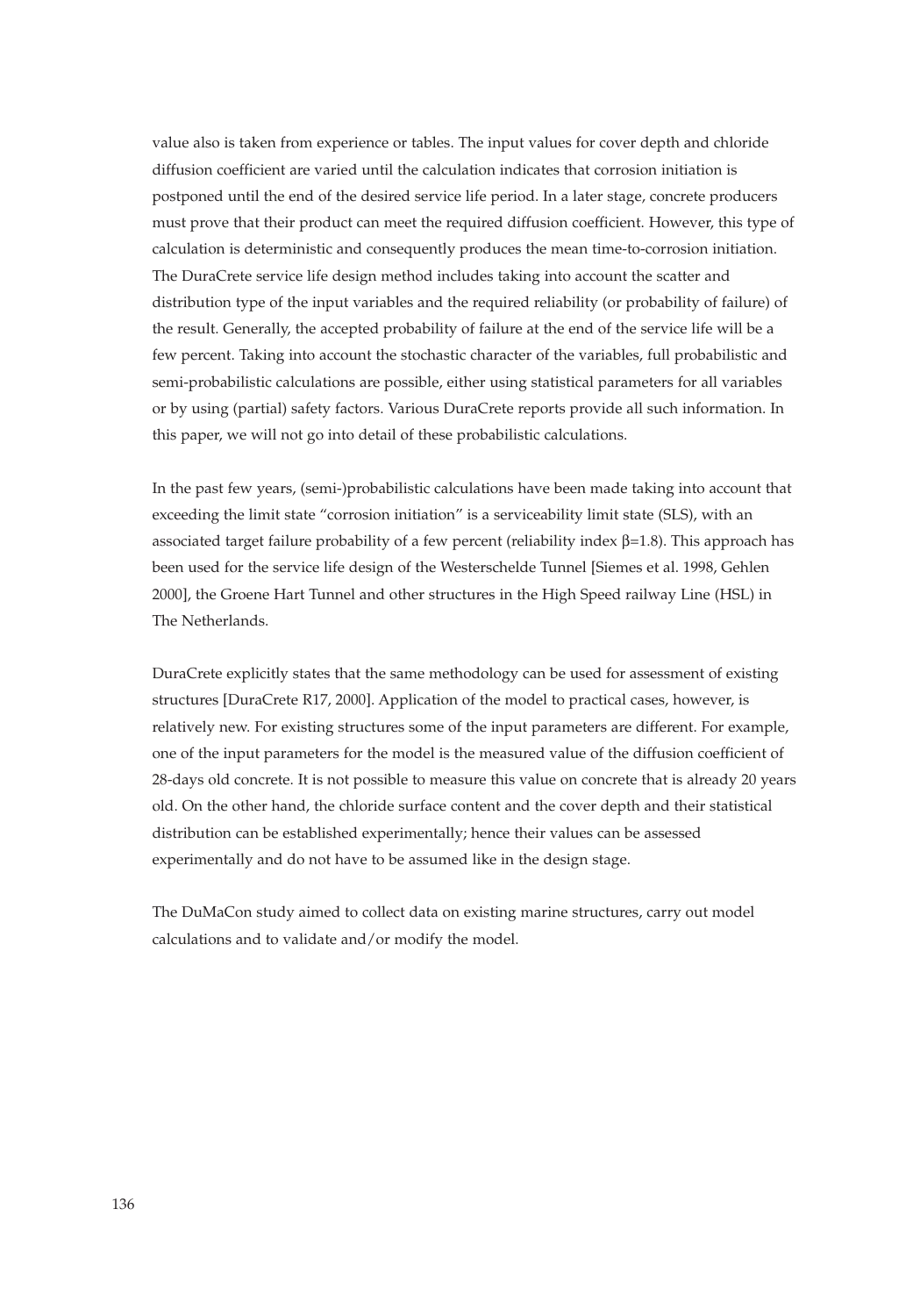value also is taken from experience or tables. The input values for cover depth and chloride diffusion coefficient are varied until the calculation indicates that corrosion initiation is postponed until the end of the desired service life period. In a later stage, concrete producers must prove that their product can meet the required diffusion coefficient. However, this type of calculation is deterministic and consequently produces the mean time-to-corrosion initiation. The DuraCrete service life design method includes taking into account the scatter and distribution type of the input variables and the required reliability (or probability of failure) of the result. Generally, the accepted probability of failure at the end of the service life will be a few percent. Taking into account the stochastic character of the variables, full probabilistic and semi-probabilistic calculations are possible, either using statistical parameters for all variables or by using (partial) safety factors. Various DuraCrete reports provide all such information. In this paper, we will not go into detail of these probabilistic calculations.

In the past few years, (semi-)probabilistic calculations have been made taking into account that exceeding the limit state "corrosion initiation" is a serviceability limit state (SLS), with an associated target failure probability of a few percent (reliability index $\beta$=1.8). This approach has been used for the service life design of the Westerschelde Tunnel [Siemes et al. 1998, Gehlen 2000], the Groene Hart Tunnel and other structures in the High Speed railway Line (HSL) in The Netherlands.

DuraCrete explicitly states that the same methodology can be used for assessment of existing structures [DuraCrete R17, 2000]. Application of the model to practical cases, however, is relatively new. For existing structures some of the input parameters are different. For example, one of the input parameters for the model is the measured value of the diffusion coefficient of 28-days old concrete. It is not possible to measure this value on concrete that is already 20 years old. On the other hand, the chloride surface content and the cover depth and their statistical distribution can be established experimentally; hence their values can be assessed experimentally and do not have to be assumed like in the design stage.

The DuMaCon study aimed to collect data on existing marine structures, carry out model calculations and to validate and/or modify the model.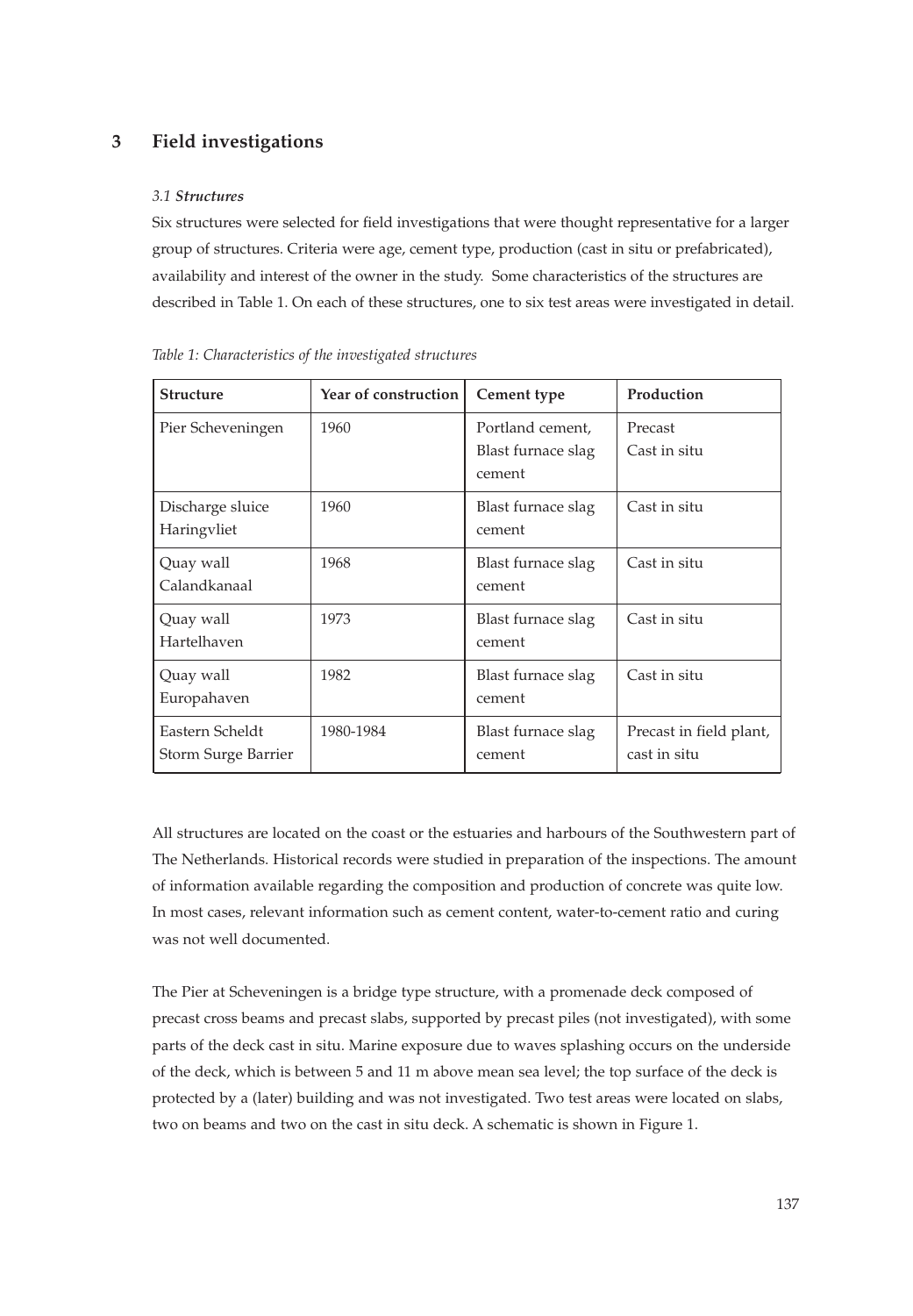## 3 Field investigations

### *3.1 **Structures***

Six structures were selected for field investigations that were thought representative for a larger group of structures. Criteria were age, cement type, production (cast in situ or prefabricated), availability and interest of the owner in the study. Some characteristics of the structures are described in Table 1. On each of these structures, one to six test areas were investigated in detail.

*Table 1: Characteristics of the investigated structures*

| Structure | Year of construction | Cement type | Production |
|---|---|---|---|
| Pier Scheveningen | 1960 | Portland cement, Blast furnace slag cement | Precast Cast in situ |
| Discharge sluice Haringvliet | 1960 | Blast furnace slag cement | Cast in situ |
| Quay wall Calandkanaal | 1968 | Blast furnace slag cement | Cast in situ |
| Quay wall Hartelhaven | 1973 | Blast furnace slag cement | Cast in situ |
| Quay wall Europahaven | 1982 | Blast furnace slag cement | Cast in situ |
| Eastern Scheldt Storm Surge Barrier | 1980-1984 | Blast furnace slag cement | Precast in field plant, cast in situ |

All structures are located on the coast or the estuaries and harbours of the Southwestern part of The Netherlands. Historical records were studied in preparation of the inspections. The amount of information available regarding the composition and production of concrete was quite low. In most cases, relevant information such as cement content, water-to-cement ratio and curing was not well documented.

The Pier at Scheveningen is a bridge type structure, with a promenade deck composed of precast cross beams and precast slabs, supported by precast piles (not investigated), with some parts of the deck cast in situ. Marine exposure due to waves splashing occurs on the underside of the deck, which is between 5 and 11 m above mean sea level; the top surface of the deck is protected by a (later) building and was not investigated. Two test areas were located on slabs, two on beams and two on the cast in situ deck. A schematic is shown in Figure 1.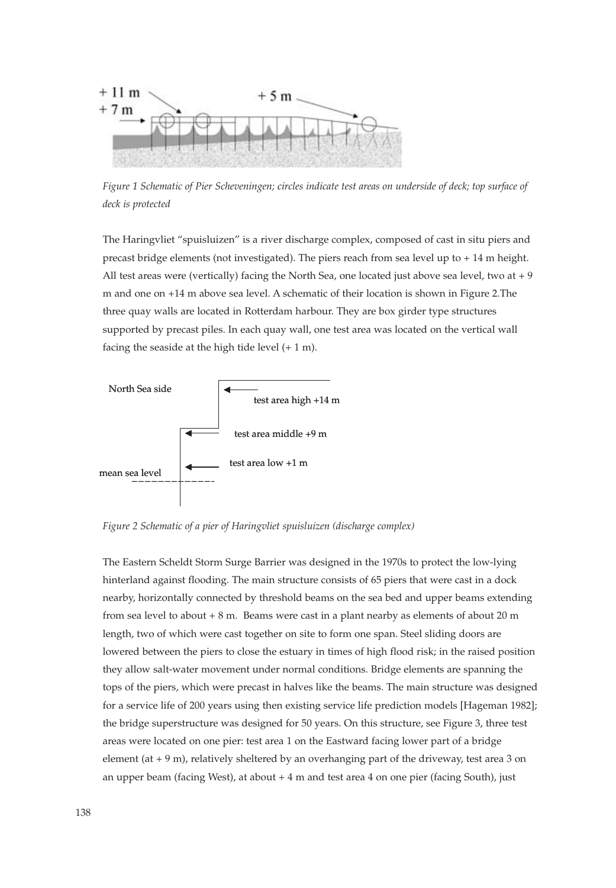*Figure 1 Schematic of Pier Scheveningen; circles indicate test areas on underside of deck; top surface of deck is protected*

The Haringvliet "spuisluizen" is a river discharge complex, composed of cast in situ piers and precast bridge elements (not investigated). The piers reach from sea level up to + 14 m height. All test areas were (vertically) facing the North Sea, one located just above sea level, two at + 9 m and one on +14 m above sea level. A schematic of their location is shown in Figure 2.The three quay walls are located in Rotterdam harbour. They are box girder type structures supported by precast piles. In each quay wall, one test area was located on the vertical wall facing the seaside at the high tide level (+ 1 m).

*Figure 2 Schematic of a pier of Haringvliet spuisluizen (discharge complex)*

The Eastern Scheldt Storm Surge Barrier was designed in the 1970s to protect the low-lying hinterland against flooding. The main structure consists of 65 piers that were cast in a dock nearby, horizontally connected by threshold beams on the sea bed and upper beams extending from sea level to about + 8 m. Beams were cast in a plant nearby as elements of about 20 m length, two of which were cast together on site to form one span. Steel sliding doors are lowered between the piers to close the estuary in times of high flood risk; in the raised position they allow salt-water movement under normal conditions. Bridge elements are spanning the tops of the piers, which were precast in halves like the beams. The main structure was designed for a service life of 200 years using then existing service life prediction models [Hageman 1982]; the bridge superstructure was designed for 50 years. On this structure, see Figure 3, three test areas were located on one pier: test area 1 on the Eastward facing lower part of a bridge element (at + 9 m), relatively sheltered by an overhanging part of the driveway, test area 3 on an upper beam (facing West), at about + 4 m and test area 4 on one pier (facing South), just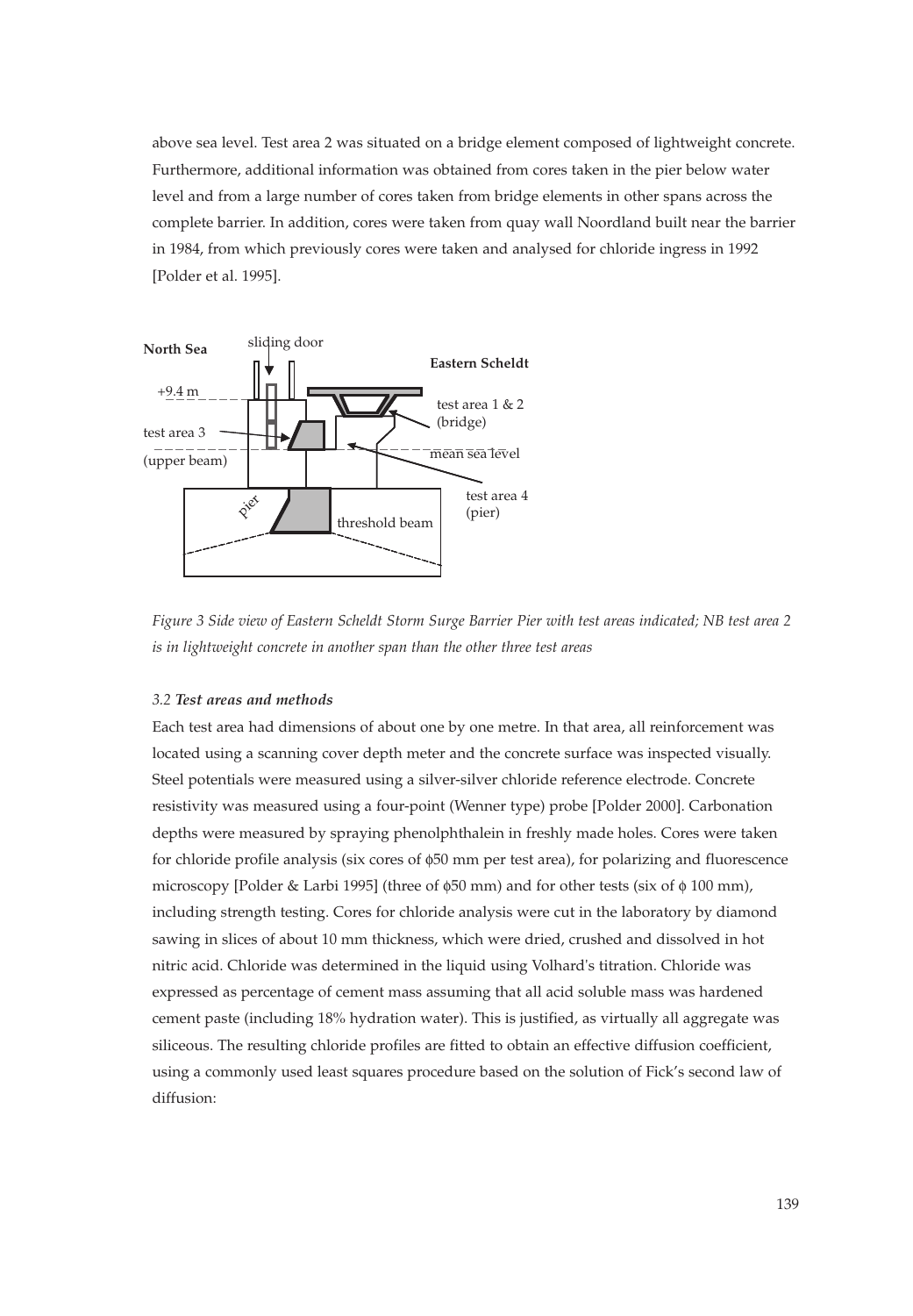above sea level. Test area 2 was situated on a bridge element composed of lightweight concrete. Furthermore, additional information was obtained from cores taken in the pier below water level and from a large number of cores taken from bridge elements in other spans across the complete barrier. In addition, cores were taken from quay wall Noordland built near the barrier in 1984, from which previously cores were taken and analysed for chloride ingress in 1992 [Polder et al. 1995].

North Sea | sliding door | Eastern Scheldt | +9.4 m | test area 1 & 2 (bridge) | test area 3 (upper beam) | mean sea level | test area 4 (pier) | pier | threshold beam

*Figure 3 Side view of Eastern Scheldt Storm Surge Barrier Pier with test areas indicated; NB test area 2 is in lightweight concrete in another span than the other three test areas*

### *3.2* ***Test areas and methods***

Each test area had dimensions of about one by one metre. In that area, all reinforcement was located using a scanning cover depth meter and the concrete surface was inspected visually. Steel potentials were measured using a silver-silver chloride reference electrode. Concrete resistivity was measured using a four-point (Wenner type) probe [Polder 2000]. Carbonation depths were measured by spraying phenolphthalein in freshly made holes. Cores were taken for chloride profile analysis (six cores of $\phi$50 mm per test area), for polarizing and fluorescence microscopy [Polder & Larbi 1995] (three of $\phi$50 mm) and for other tests (six of $\phi$ 100 mm), including strength testing. Cores for chloride analysis were cut in the laboratory by diamond sawing in slices of about 10 mm thickness, which were dried, crushed and dissolved in hot nitric acid. Chloride was determined in the liquid using Volhard's titration. Chloride was expressed as percentage of cement mass assuming that all acid soluble mass was hardened cement paste (including 18% hydration water). This is justified, as virtually all aggregate was siliceous. The resulting chloride profiles are fitted to obtain an effective diffusion coefficient, using a commonly used least squares procedure based on the solution of Fick's second law of diffusion: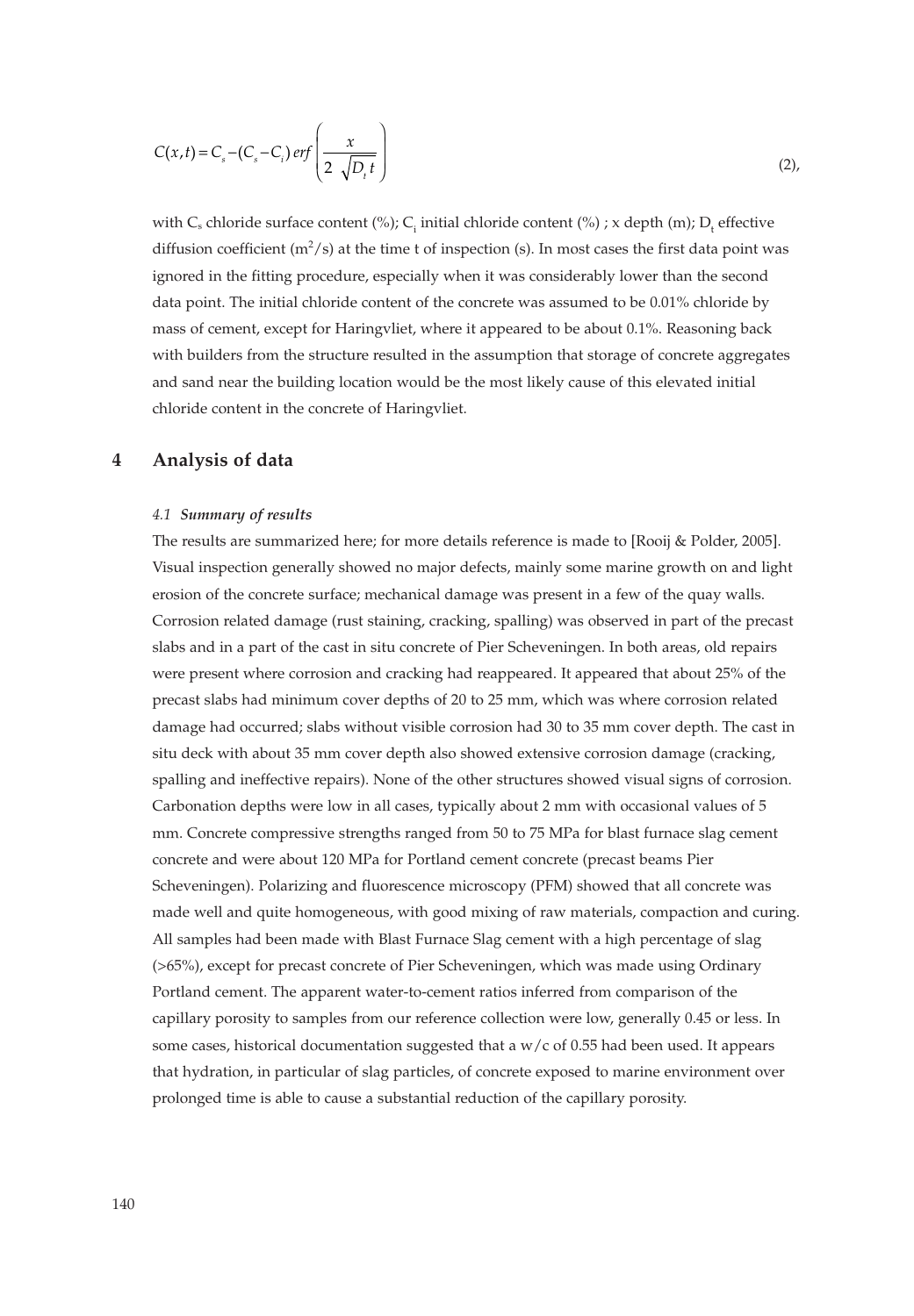$$C(x,t) = C_s - (C_s - C_i)\, erf\left(\frac{x}{2\sqrt{D_t\, t}}\right) \qquad (2),$$

with $C_s$ chloride surface content (%); $C_i$ initial chloride content (%) ; x depth (m); $D_t$ effective diffusion coefficient ($m^2/s$) at the time t of inspection (s). In most cases the first data point was ignored in the fitting procedure, especially when it was considerably lower than the second data point. The initial chloride content of the concrete was assumed to be 0.01% chloride by mass of cement, except for Haringvliet, where it appeared to be about 0.1%. Reasoning back with builders from the structure resulted in the assumption that storage of concrete aggregates and sand near the building location would be the most likely cause of this elevated initial chloride content in the concrete of Haringvliet.

## 4 Analysis of data

### *4.1 Summary of results*

The results are summarized here; for more details reference is made to [Rooij & Polder, 2005]. Visual inspection generally showed no major defects, mainly some marine growth on and light erosion of the concrete surface; mechanical damage was present in a few of the quay walls. Corrosion related damage (rust staining, cracking, spalling) was observed in part of the precast slabs and in a part of the cast in situ concrete of Pier Scheveningen. In both areas, old repairs were present where corrosion and cracking had reappeared. It appeared that about 25% of the precast slabs had minimum cover depths of 20 to 25 mm, which was where corrosion related damage had occurred; slabs without visible corrosion had 30 to 35 mm cover depth. The cast in situ deck with about 35 mm cover depth also showed extensive corrosion damage (cracking, spalling and ineffective repairs). None of the other structures showed visual signs of corrosion. Carbonation depths were low in all cases, typically about 2 mm with occasional values of 5 mm. Concrete compressive strengths ranged from 50 to 75 MPa for blast furnace slag cement concrete and were about 120 MPa for Portland cement concrete (precast beams Pier Scheveningen). Polarizing and fluorescence microscopy (PFM) showed that all concrete was made well and quite homogeneous, with good mixing of raw materials, compaction and curing. All samples had been made with Blast Furnace Slag cement with a high percentage of slag (>65%), except for precast concrete of Pier Scheveningen, which was made using Ordinary Portland cement. The apparent water-to-cement ratios inferred from comparison of the capillary porosity to samples from our reference collection were low, generally 0.45 or less. In some cases, historical documentation suggested that a w/c of 0.55 had been used. It appears that hydration, in particular of slag particles, of concrete exposed to marine environment over prolonged time is able to cause a substantial reduction of the capillary porosity.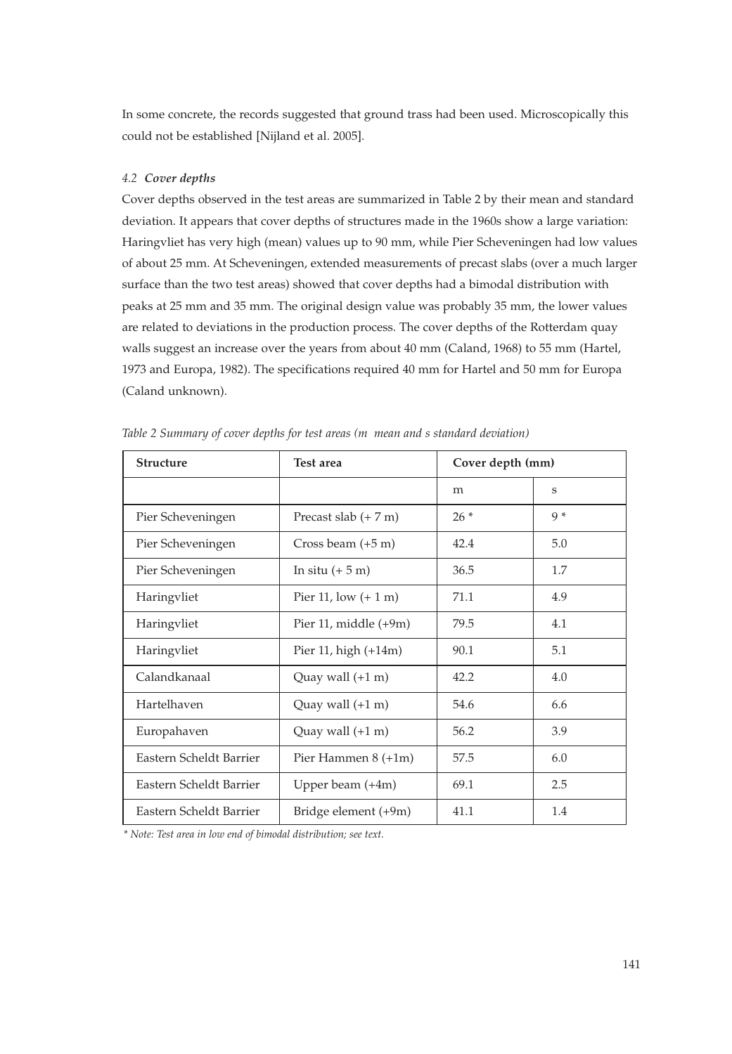In some concrete, the records suggested that ground trass had been used. Microscopically this could not be established [Nijland et al. 2005].

### *4.2 Cover depths*

Cover depths observed in the test areas are summarized in Table 2 by their mean and standard deviation. It appears that cover depths of structures made in the 1960s show a large variation: Haringvliet has very high (mean) values up to 90 mm, while Pier Scheveningen had low values of about 25 mm. At Scheveningen, extended measurements of precast slabs (over a much larger surface than the two test areas) showed that cover depths had a bimodal distribution with peaks at 25 mm and 35 mm. The original design value was probably 35 mm, the lower values are related to deviations in the production process. The cover depths of the Rotterdam quay walls suggest an increase over the years from about 40 mm (Caland, 1968) to 55 mm (Hartel, 1973 and Europa, 1982). The specifications required 40 mm for Hartel and 50 mm for Europa (Caland unknown).

*Table 2 Summary of cover depths for test areas (m mean and s standard deviation)*

| **Structure** | **Test area** | **Cover depth (mm)** | |
|---|---|---|---|
| | | m | s |
| Pier Scheveningen | Precast slab (+ 7 m) | 26 * | 9 * |
| Pier Scheveningen | Cross beam (+5 m) | 42.4 | 5.0 |
| Pier Scheveningen | In situ (+ 5 m) | 36.5 | 1.7 |
| Haringvliet | Pier 11, low (+ 1 m) | 71.1 | 4.9 |
| Haringvliet | Pier 11, middle (+9m) | 79.5 | 4.1 |
| Haringvliet | Pier 11, high (+14m) | 90.1 | 5.1 |
| Calandkanaal | Quay wall (+1 m) | 42.2 | 4.0 |
| Hartelhaven | Quay wall (+1 m) | 54.6 | 6.6 |
| Europahaven | Quay wall (+1 m) | 56.2 | 3.9 |
| Eastern Scheldt Barrier | Pier Hammen 8 (+1m) | 57.5 | 6.0 |
| Eastern Scheldt Barrier | Upper beam (+4m) | 69.1 | 2.5 |
| Eastern Scheldt Barrier | Bridge element (+9m) | 41.1 | 1.4 |

*\* Note: Test area in low end of bimodal distribution; see text.*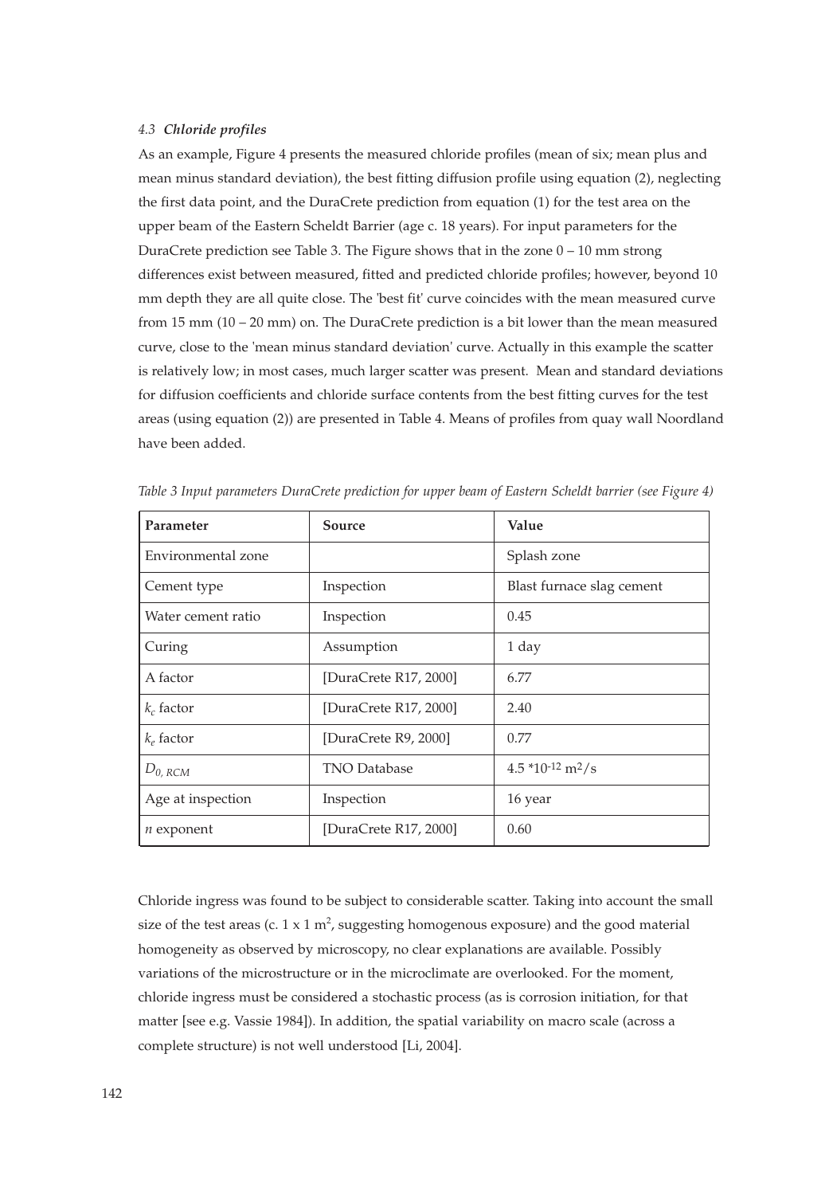### 4.3 *Chloride profiles*

As an example, Figure 4 presents the measured chloride profiles (mean of six; mean plus and mean minus standard deviation), the best fitting diffusion profile using equation (2), neglecting the first data point, and the DuraCrete prediction from equation (1) for the test area on the upper beam of the Eastern Scheldt Barrier (age c. 18 years). For input parameters for the DuraCrete prediction see Table 3. The Figure shows that in the zone 0 – 10 mm strong differences exist between measured, fitted and predicted chloride profiles; however, beyond 10 mm depth they are all quite close. The 'best fit' curve coincides with the mean measured curve from 15 mm (10 – 20 mm) on. The DuraCrete prediction is a bit lower than the mean measured curve, close to the 'mean minus standard deviation' curve. Actually in this example the scatter is relatively low; in most cases, much larger scatter was present. Mean and standard deviations for diffusion coefficients and chloride surface contents from the best fitting curves for the test areas (using equation (2)) are presented in Table 4. Means of profiles from quay wall Noordland have been added.

*Table 3 Input parameters DuraCrete prediction for upper beam of Eastern Scheldt barrier (see Figure 4)*

| **Parameter** | **Source** | **Value** |
|---|---|---|
| Environmental zone | | Splash zone |
| Cement type | Inspection | Blast furnace slag cement |
| Water cement ratio | Inspection | 0.45 |
| Curing | Assumption | 1 day |
| A factor | [DuraCrete R17, 2000] | 6.77 |
| $k_c$ factor | [DuraCrete R17, 2000] | 2.40 |
| $k_e$ factor | [DuraCrete R9, 2000] | 0.77 |
| $D_{0,\,RCM}$ | TNO Database | $4.5 \cdot 10^{-12}$ m²/s |
| Age at inspection | Inspection | 16 year |
| $n$ exponent | [DuraCrete R17, 2000] | 0.60 |

Chloride ingress was found to be subject to considerable scatter. Taking into account the small size of the test areas (c. 1 x 1 m$^2$, suggesting homogenous exposure) and the good material homogeneity as observed by microscopy, no clear explanations are available. Possibly variations of the microstructure or in the microclimate are overlooked. For the moment, chloride ingress must be considered a stochastic process (as is corrosion initiation, for that matter [see e.g. Vassie 1984]). In addition, the spatial variability on macro scale (across a complete structure) is not well understood [Li, 2004].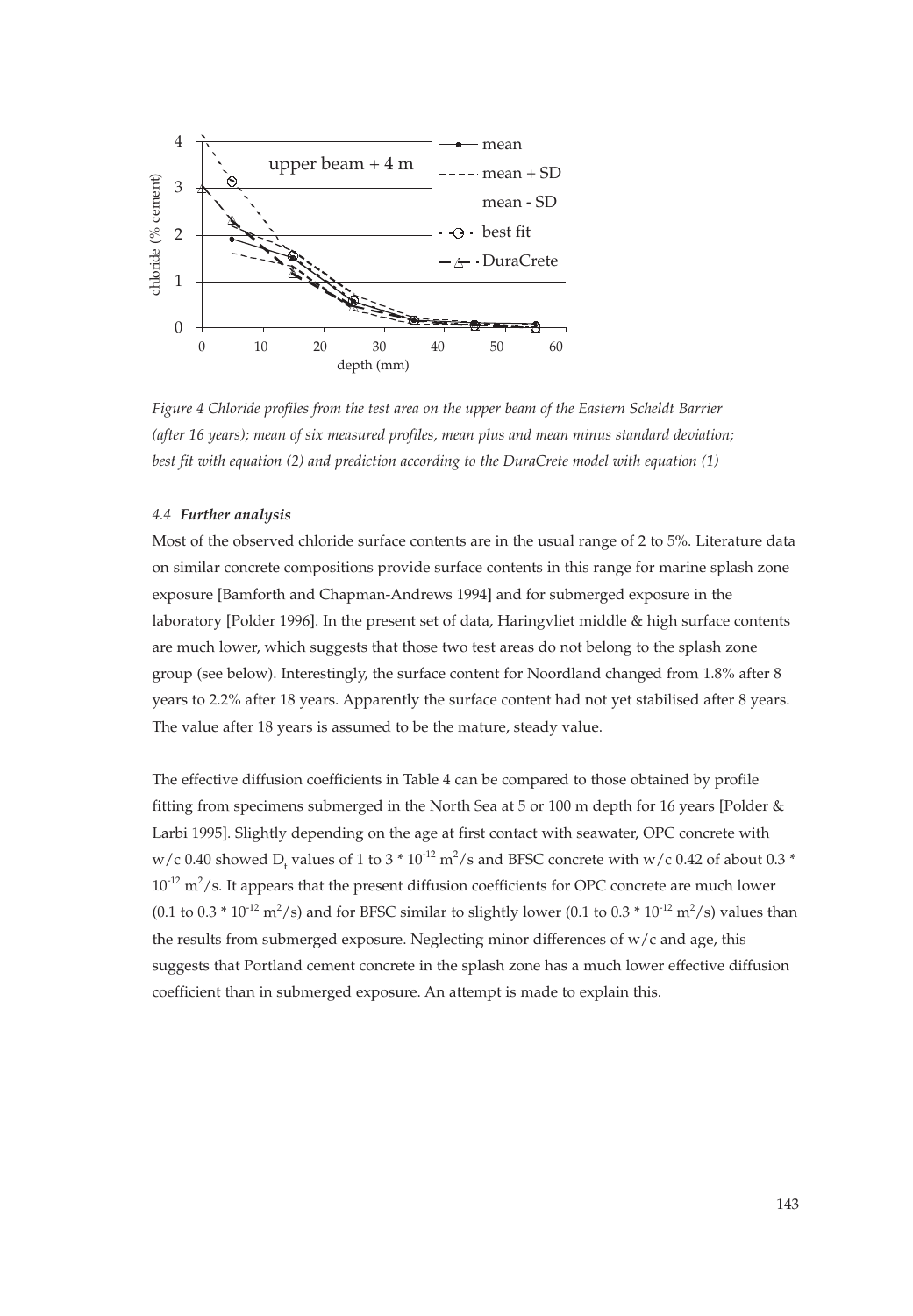*Figure 4 Chloride profiles from the test area on the upper beam of the Eastern Scheldt Barrier (after 16 years); mean of six measured profiles, mean plus and mean minus standard deviation; best fit with equation (2) and prediction according to the DuraCrete model with equation (1)*

#### *4.4 **Further analysis***

Most of the observed chloride surface contents are in the usual range of 2 to 5%. Literature data on similar concrete compositions provide surface contents in this range for marine splash zone exposure [Bamforth and Chapman-Andrews 1994] and for submerged exposure in the laboratory [Polder 1996]. In the present set of data, Haringvliet middle & high surface contents are much lower, which suggests that those two test areas do not belong to the splash zone group (see below). Interestingly, the surface content for Noordland changed from 1.8% after 8 years to 2.2% after 18 years. Apparently the surface content had not yet stabilised after 8 years. The value after 18 years is assumed to be the mature, steady value.

The effective diffusion coefficients in Table 4 can be compared to those obtained by profile fitting from specimens submerged in the North Sea at 5 or 100 m depth for 16 years [Polder & Larbi 1995]. Slightly depending on the age at first contact with seawater, OPC concrete with w/c 0.40 showed $D_t$ values of 1 to $3 * 10^{-12}$ $m^2/s$ and BFSC concrete with w/c 0.42 of about $0.3 * 10^{-12}$ $m^2/s$. It appears that the present diffusion coefficients for OPC concrete are much lower (0.1 to $0.3 * 10^{-12}$ $m^2/s$) and for BFSC similar to slightly lower (0.1 to $0.3 * 10^{-12}$ $m^2/s$) values than the results from submerged exposure. Neglecting minor differences of w/c and age, this suggests that Portland cement concrete in the splash zone has a much lower effective diffusion coefficient than in submerged exposure. An attempt is made to explain this.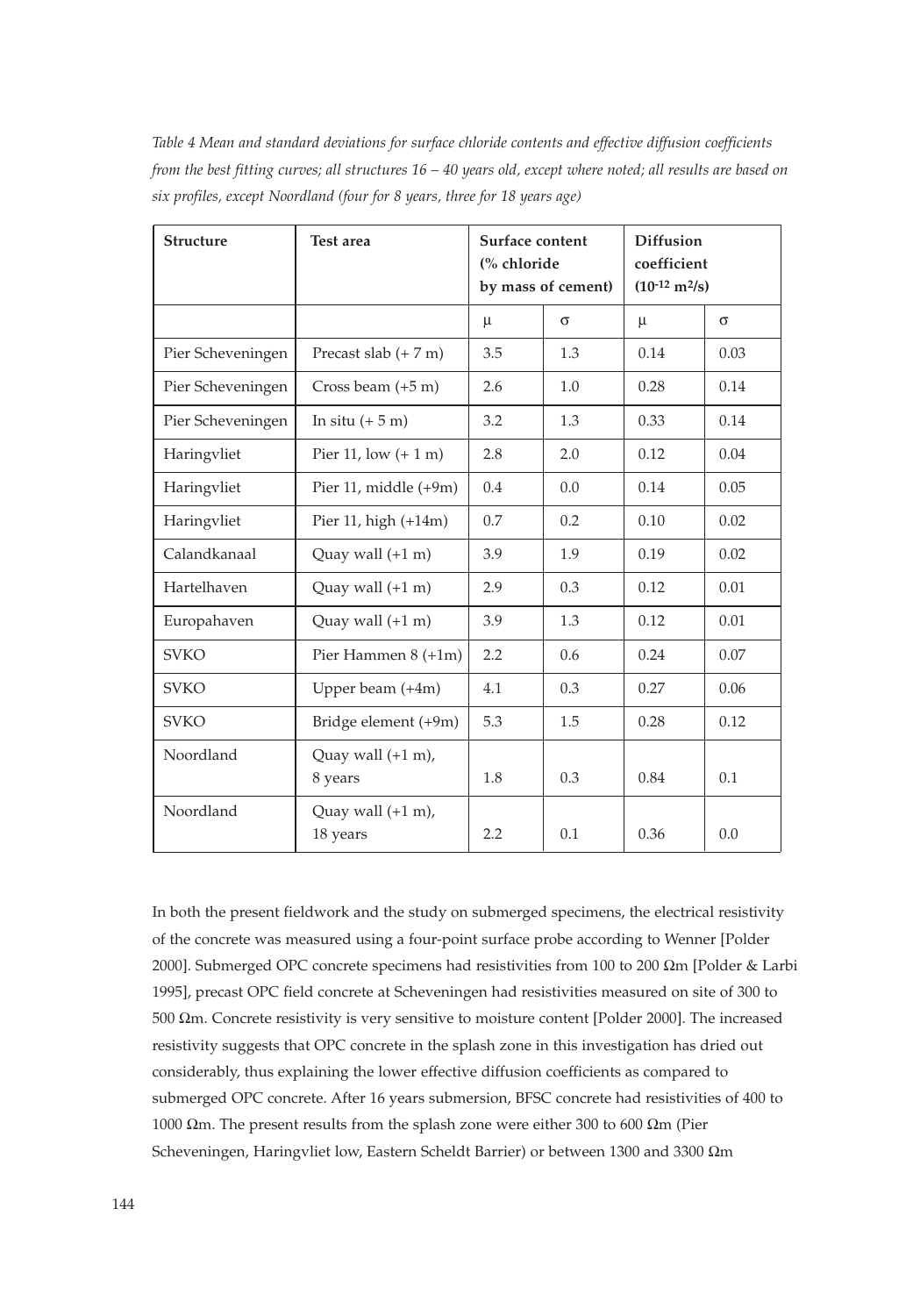*Table 4 Mean and standard deviations for surface chloride contents and effective diffusion coefficients from the best fitting curves; all structures 16 – 40 years old, except where noted; all results are based on six profiles, except Noordland (four for 8 years, three for 18 years age)*

| **Structure** | **Test area** | **Surface content (% chloride by mass of cement)** | | **Diffusion coefficient ($10^{-12}$ m²/s)** | |
|---|---|---|---|---|---|
| | | μ | σ | μ | σ |
| Pier Scheveningen | Precast slab (+ 7 m) | 3.5 | 1.3 | 0.14 | 0.03 |
| Pier Scheveningen | Cross beam (+5 m) | 2.6 | 1.0 | 0.28 | 0.14 |
| Pier Scheveningen | In situ (+ 5 m) | 3.2 | 1.3 | 0.33 | 0.14 |
| Haringvliet | Pier 11, low (+ 1 m) | 2.8 | 2.0 | 0.12 | 0.04 |
| Haringvliet | Pier 11, middle (+9m) | 0.4 | 0.0 | 0.14 | 0.05 |
| Haringvliet | Pier 11, high (+14m) | 0.7 | 0.2 | 0.10 | 0.02 |
| Calandkanaal | Quay wall (+1 m) | 3.9 | 1.9 | 0.19 | 0.02 |
| Hartelhaven | Quay wall (+1 m) | 2.9 | 0.3 | 0.12 | 0.01 |
| Europahaven | Quay wall (+1 m) | 3.9 | 1.3 | 0.12 | 0.01 |
| SVKO | Pier Hammen 8 (+1m) | 2.2 | 0.6 | 0.24 | 0.07 |
| SVKO | Upper beam (+4m) | 4.1 | 0.3 | 0.27 | 0.06 |
| SVKO | Bridge element (+9m) | 5.3 | 1.5 | 0.28 | 0.12 |
| Noordland | Quay wall (+1 m), 8 years | 1.8 | 0.3 | 0.84 | 0.1 |
| Noordland | Quay wall (+1 m), 18 years | 2.2 | 0.1 | 0.36 | 0.0 |

In both the present fieldwork and the study on submerged specimens, the electrical resistivity of the concrete was measured using a four-point surface probe according to Wenner [Polder 2000]. Submerged OPC concrete specimens had resistivities from 100 to 200 Ωm [Polder & Larbi 1995], precast OPC field concrete at Scheveningen had resistivities measured on site of 300 to 500 Ωm. Concrete resistivity is very sensitive to moisture content [Polder 2000]. The increased resistivity suggests that OPC concrete in the splash zone in this investigation has dried out considerably, thus explaining the lower effective diffusion coefficients as compared to submerged OPC concrete. After 16 years submersion, BFSC concrete had resistivities of 400 to 1000 Ωm. The present results from the splash zone were either 300 to 600 Ωm (Pier Scheveningen, Haringvliet low, Eastern Scheldt Barrier) or between 1300 and 3300 Ωm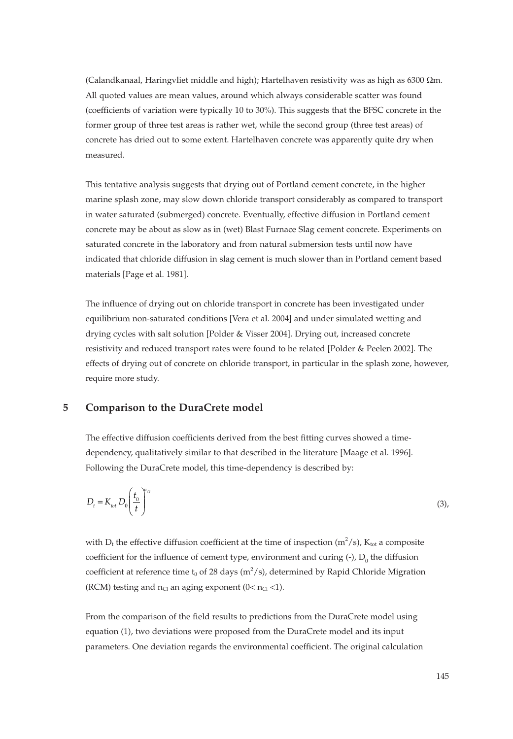(Calandkanaal, Haringvliet middle and high); Hartelhaven resistivity was as high as 6300 Ωm. All quoted values are mean values, around which always considerable scatter was found (coefficients of variation were typically 10 to 30%). This suggests that the BFSC concrete in the former group of three test areas is rather wet, while the second group (three test areas) of concrete has dried out to some extent. Hartelhaven concrete was apparently quite dry when measured.

This tentative analysis suggests that drying out of Portland cement concrete, in the higher marine splash zone, may slow down chloride transport considerably as compared to transport in water saturated (submerged) concrete. Eventually, effective diffusion in Portland cement concrete may be about as slow as in (wet) Blast Furnace Slag cement concrete. Experiments on saturated concrete in the laboratory and from natural submersion tests until now have indicated that chloride diffusion in slag cement is much slower than in Portland cement based materials [Page et al. 1981].

The influence of drying out on chloride transport in concrete has been investigated under equilibrium non-saturated conditions [Vera et al. 2004] and under simulated wetting and drying cycles with salt solution [Polder & Visser 2004]. Drying out, increased concrete resistivity and reduced transport rates were found to be related [Polder & Peelen 2002]. The effects of drying out of concrete on chloride transport, in particular in the splash zone, however, require more study.

## 5 Comparison to the DuraCrete model

The effective diffusion coefficients derived from the best fitting curves showed a time-dependency, qualitatively similar to that described in the literature [Maage et al. 1996]. Following the DuraCrete model, this time-dependency is described by:

$$D_t = K_{tot}\, D_0 \left( \frac{t_0}{t} \right)^{n_{Cl}} \tag{3}$$

with $D_t$ the effective diffusion coefficient at the time of inspection ($m^2/s$), $K_{tot}$ a composite coefficient for the influence of cement type, environment and curing (-), $D_0$ the diffusion coefficient at reference time $t_0$ of 28 days ($m^2/s$), determined by Rapid Chloride Migration (RCM) testing and $n_{Cl}$ an aging exponent ($0 < n_{Cl} < 1$).

From the comparison of the field results to predictions from the DuraCrete model using equation (1), two deviations were proposed from the DuraCrete model and its input parameters. One deviation regards the environmental coefficient. The original calculation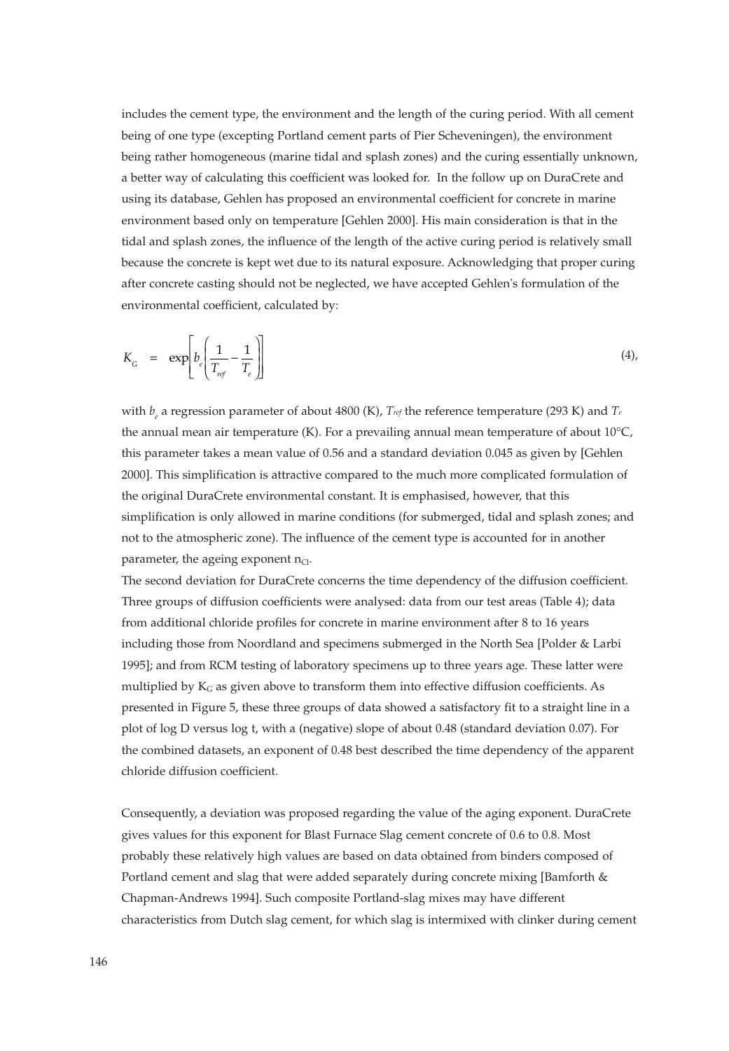includes the cement type, the environment and the length of the curing period. With all cement being of one type (excepting Portland cement parts of Pier Scheveningen), the environment being rather homogeneous (marine tidal and splash zones) and the curing essentially unknown, a better way of calculating this coefficient was looked for. In the follow up on DuraCrete and using its database, Gehlen has proposed an environmental coefficient for concrete in marine environment based only on temperature [Gehlen 2000]. His main consideration is that in the tidal and splash zones, the influence of the length of the active curing period is relatively small because the concrete is kept wet due to its natural exposure. Acknowledging that proper curing after concrete casting should not be neglected, we have accepted Gehlen's formulation of the environmental coefficient, calculated by:

$$K_G = \exp\left[b_e\left(\frac{1}{T_{ref}} - \frac{1}{T_e}\right)\right] \quad (4),$$

with $b_e$ a regression parameter of about 4800 (K), $T_{ref}$ the reference temperature (293 K) and $T_e$ the annual mean air temperature (K). For a prevailing annual mean temperature of about 10°C, this parameter takes a mean value of 0.56 and a standard deviation 0.045 as given by [Gehlen 2000]. This simplification is attractive compared to the much more complicated formulation of the original DuraCrete environmental constant. It is emphasised, however, that this simplification is only allowed in marine conditions (for submerged, tidal and splash zones; and not to the atmospheric zone). The influence of the cement type is accounted for in another parameter, the ageing exponent $n_{Cl}$.

The second deviation for DuraCrete concerns the time dependency of the diffusion coefficient. Three groups of diffusion coefficients were analysed: data from our test areas (Table 4); data from additional chloride profiles for concrete in marine environment after 8 to 16 years including those from Noordland and specimens submerged in the North Sea [Polder & Larbi 1995]; and from RCM testing of laboratory specimens up to three years age. These latter were multiplied by $K_G$ as given above to transform them into effective diffusion coefficients. As presented in Figure 5, these three groups of data showed a satisfactory fit to a straight line in a plot of log D versus log t, with a (negative) slope of about 0.48 (standard deviation 0.07). For the combined datasets, an exponent of 0.48 best described the time dependency of the apparent chloride diffusion coefficient.

Consequently, a deviation was proposed regarding the value of the aging exponent. DuraCrete gives values for this exponent for Blast Furnace Slag cement concrete of 0.6 to 0.8. Most probably these relatively high values are based on data obtained from binders composed of Portland cement and slag that were added separately during concrete mixing [Bamforth & Chapman-Andrews 1994]. Such composite Portland-slag mixes may have different characteristics from Dutch slag cement, for which slag is intermixed with clinker during cement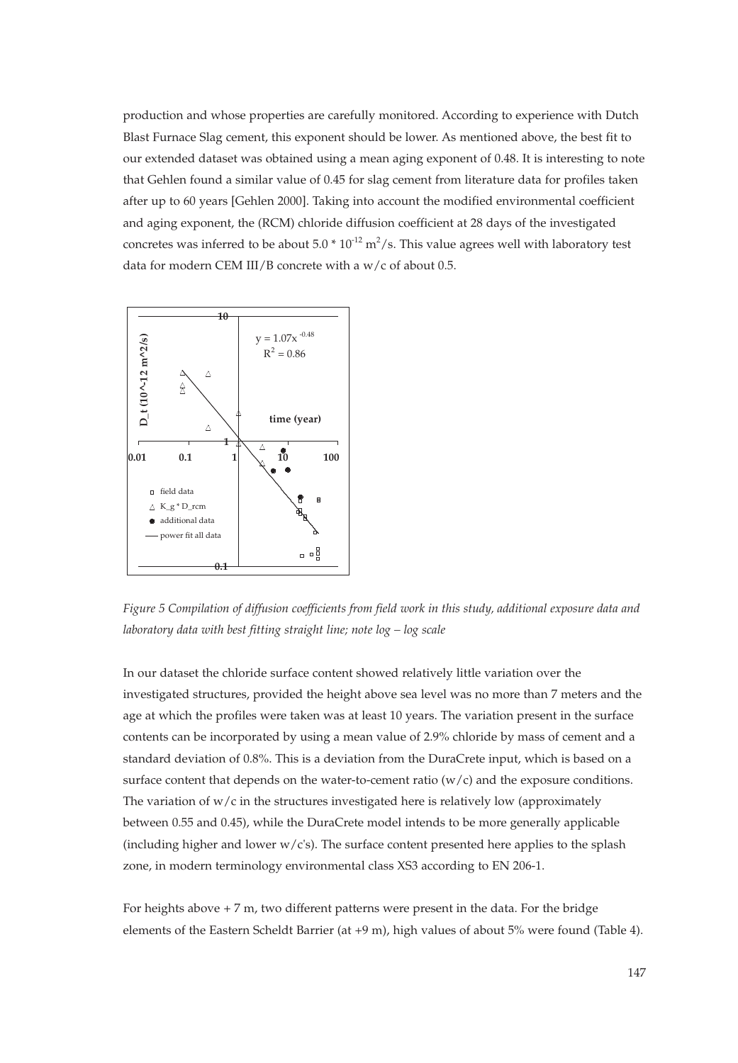production and whose properties are carefully monitored. According to experience with Dutch Blast Furnace Slag cement, this exponent should be lower. As mentioned above, the best fit to our extended dataset was obtained using a mean aging exponent of 0.48. It is interesting to note that Gehlen found a similar value of 0.45 for slag cement from literature data for profiles taken after up to 60 years [Gehlen 2000]. Taking into account the modified environmental coefficient and aging exponent, the (RCM) chloride diffusion coefficient at 28 days of the investigated concretes was inferred to be about $5.0 * 10^{-12}$ m$^2$/s. This value agrees well with laboratory test data for modern CEM III/B concrete with a w/c of about 0.5.

*Figure 5 Compilation of diffusion coefficients from field work in this study, additional exposure data and laboratory data with best fitting straight line; note log – log scale*

In our dataset the chloride surface content showed relatively little variation over the investigated structures, provided the height above sea level was no more than 7 meters and the age at which the profiles were taken was at least 10 years. The variation present in the surface contents can be incorporated by using a mean value of 2.9% chloride by mass of cement and a standard deviation of 0.8%. This is a deviation from the DuraCrete input, which is based on a surface content that depends on the water-to-cement ratio (w/c) and the exposure conditions. The variation of w/c in the structures investigated here is relatively low (approximately between 0.55 and 0.45), while the DuraCrete model intends to be more generally applicable (including higher and lower w/c's). The surface content presented here applies to the splash zone, in modern terminology environmental class XS3 according to EN 206-1.

For heights above + 7 m, two different patterns were present in the data. For the bridge elements of the Eastern Scheldt Barrier (at +9 m), high values of about 5% were found (Table 4).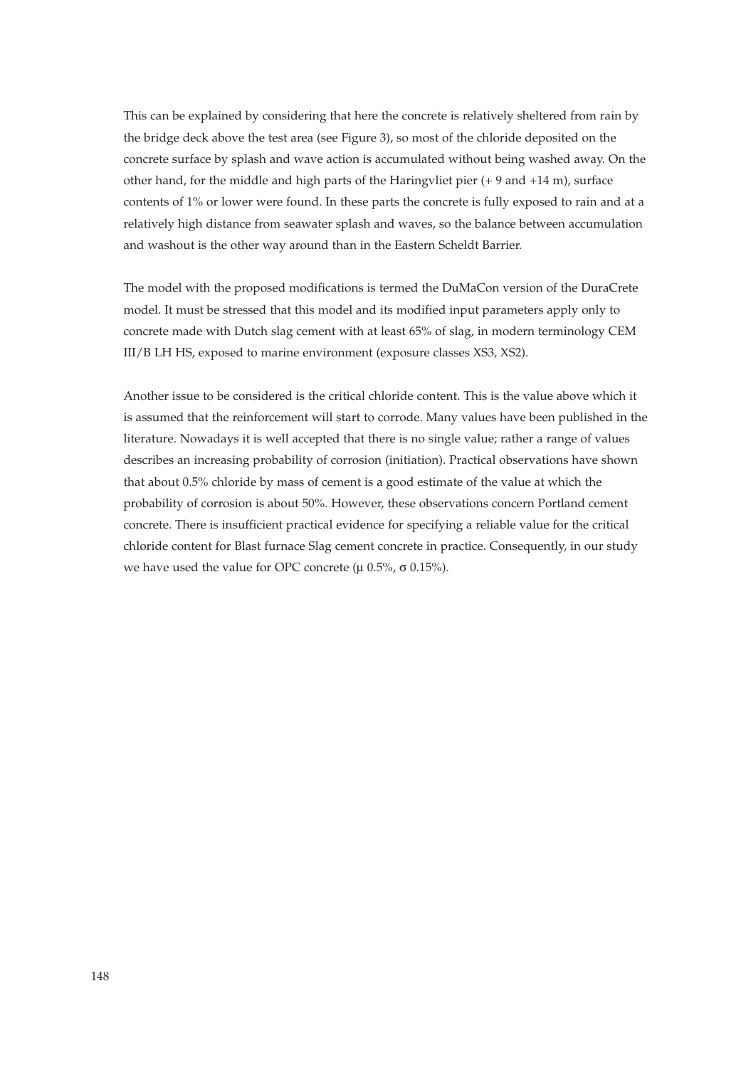This can be explained by considering that here the concrete is relatively sheltered from rain by the bridge deck above the test area (see Figure 3), so most of the chloride deposited on the concrete surface by splash and wave action is accumulated without being washed away. On the other hand, for the middle and high parts of the Haringvliet pier (+ 9 and +14 m), surface contents of 1% or lower were found. In these parts the concrete is fully exposed to rain and at a relatively high distance from seawater splash and waves, so the balance between accumulation and washout is the other way around than in the Eastern Scheldt Barrier.

The model with the proposed modifications is termed the DuMaCon version of the DuraCrete model. It must be stressed that this model and its modified input parameters apply only to concrete made with Dutch slag cement with at least 65% of slag, in modern terminology CEM III/B LH HS, exposed to marine environment (exposure classes XS3, XS2).

Another issue to be considered is the critical chloride content. This is the value above which it is assumed that the reinforcement will start to corrode. Many values have been published in the literature. Nowadays it is well accepted that there is no single value; rather a range of values describes an increasing probability of corrosion (initiation). Practical observations have shown that about 0.5% chloride by mass of cement is a good estimate of the value at which the probability of corrosion is about 50%. However, these observations concern Portland cement concrete. There is insufficient practical evidence for specifying a reliable value for the critical chloride content for Blast furnace Slag cement concrete in practice. Consequently, in our study we have used the value for OPC concrete ($\mu$ 0.5%, $\sigma$ 0.15%).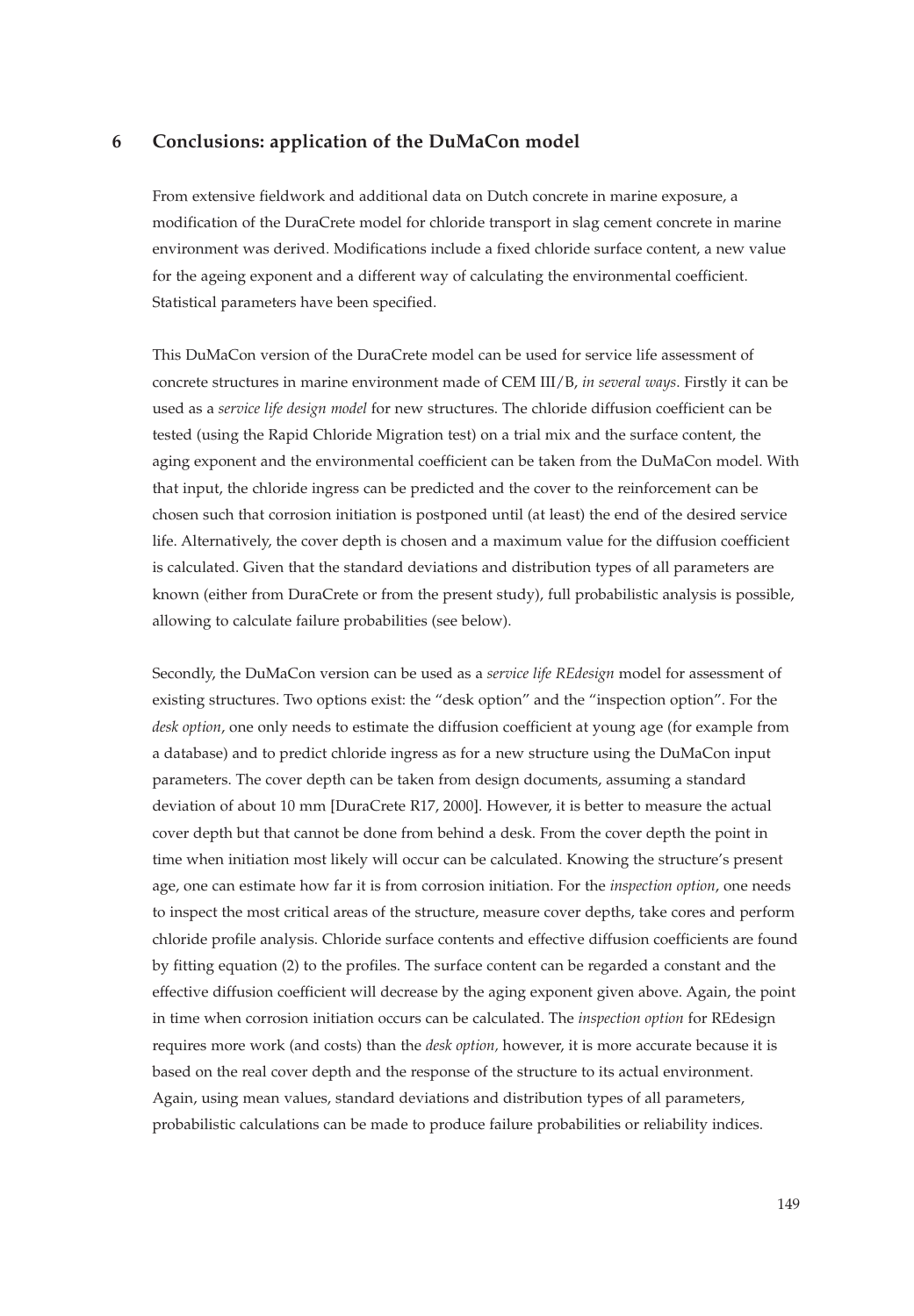# 6 Conclusions: application of the DuMaCon model

From extensive fieldwork and additional data on Dutch concrete in marine exposure, a modification of the DuraCrete model for chloride transport in slag cement concrete in marine environment was derived. Modifications include a fixed chloride surface content, a new value for the ageing exponent and a different way of calculating the environmental coefficient. Statistical parameters have been specified.

This DuMaCon version of the DuraCrete model can be used for service life assessment of concrete structures in marine environment made of CEM III/B, *in several ways*. Firstly it can be used as a *service life design model* for new structures. The chloride diffusion coefficient can be tested (using the Rapid Chloride Migration test) on a trial mix and the surface content, the aging exponent and the environmental coefficient can be taken from the DuMaCon model. With that input, the chloride ingress can be predicted and the cover to the reinforcement can be chosen such that corrosion initiation is postponed until (at least) the end of the desired service life. Alternatively, the cover depth is chosen and a maximum value for the diffusion coefficient is calculated. Given that the standard deviations and distribution types of all parameters are known (either from DuraCrete or from the present study), full probabilistic analysis is possible, allowing to calculate failure probabilities (see below).

Secondly, the DuMaCon version can be used as a *service life REdesign* model for assessment of existing structures. Two options exist: the "desk option" and the "inspection option". For the *desk option*, one only needs to estimate the diffusion coefficient at young age (for example from a database) and to predict chloride ingress as for a new structure using the DuMaCon input parameters. The cover depth can be taken from design documents, assuming a standard deviation of about 10 mm [DuraCrete R17, 2000]. However, it is better to measure the actual cover depth but that cannot be done from behind a desk. From the cover depth the point in time when initiation most likely will occur can be calculated. Knowing the structure's present age, one can estimate how far it is from corrosion initiation. For the *inspection option*, one needs to inspect the most critical areas of the structure, measure cover depths, take cores and perform chloride profile analysis. Chloride surface contents and effective diffusion coefficients are found by fitting equation (2) to the profiles. The surface content can be regarded a constant and the effective diffusion coefficient will decrease by the aging exponent given above. Again, the point in time when corrosion initiation occurs can be calculated. The *inspection option* for REdesign requires more work (and costs) than the *desk option,* however, it is more accurate because it is based on the real cover depth and the response of the structure to its actual environment. Again, using mean values, standard deviations and distribution types of all parameters, probabilistic calculations can be made to produce failure probabilities or reliability indices.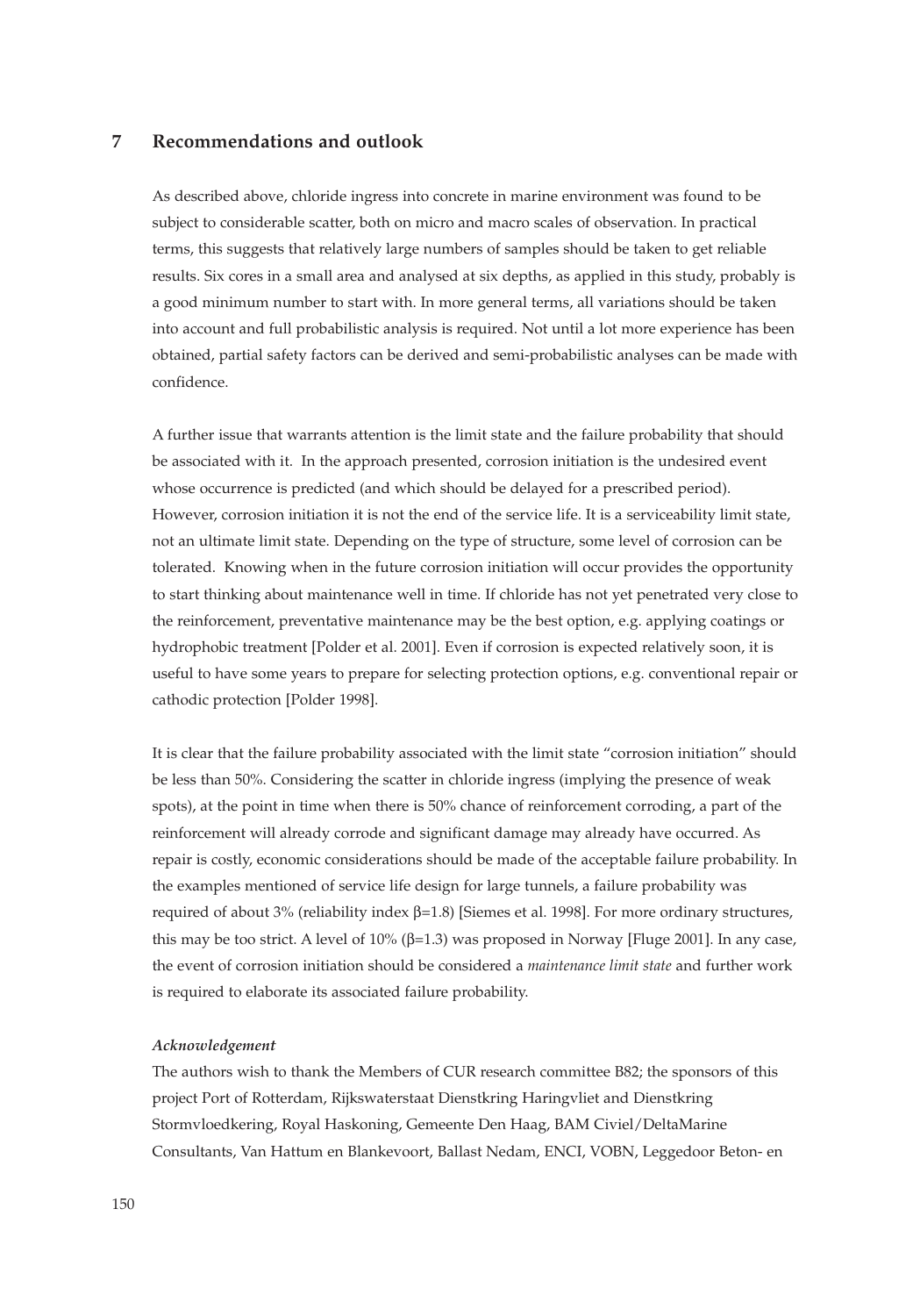## 7 Recommendations and outlook

As described above, chloride ingress into concrete in marine environment was found to be subject to considerable scatter, both on micro and macro scales of observation. In practical terms, this suggests that relatively large numbers of samples should be taken to get reliable results. Six cores in a small area and analysed at six depths, as applied in this study, probably is a good minimum number to start with. In more general terms, all variations should be taken into account and full probabilistic analysis is required. Not until a lot more experience has been obtained, partial safety factors can be derived and semi-probabilistic analyses can be made with confidence.

A further issue that warrants attention is the limit state and the failure probability that should be associated with it. In the approach presented, corrosion initiation is the undesired event whose occurrence is predicted (and which should be delayed for a prescribed period). However, corrosion initiation it is not the end of the service life. It is a serviceability limit state, not an ultimate limit state. Depending on the type of structure, some level of corrosion can be tolerated. Knowing when in the future corrosion initiation will occur provides the opportunity to start thinking about maintenance well in time. If chloride has not yet penetrated very close to the reinforcement, preventative maintenance may be the best option, e.g. applying coatings or hydrophobic treatment [Polder et al. 2001]. Even if corrosion is expected relatively soon, it is useful to have some years to prepare for selecting protection options, e.g. conventional repair or cathodic protection [Polder 1998].

It is clear that the failure probability associated with the limit state "corrosion initiation" should be less than 50%. Considering the scatter in chloride ingress (implying the presence of weak spots), at the point in time when there is 50% chance of reinforcement corroding, a part of the reinforcement will already corrode and significant damage may already have occurred. As repair is costly, economic considerations should be made of the acceptable failure probability. In the examples mentioned of service life design for large tunnels, a failure probability was required of about 3% (reliability index $\beta$=1.8) [Siemes et al. 1998]. For more ordinary structures, this may be too strict. A level of 10% ($\beta$=1.3) was proposed in Norway [Fluge 2001]. In any case, the event of corrosion initiation should be considered a *maintenance limit state* and further work is required to elaborate its associated failure probability.

*Acknowledgement*

The authors wish to thank the Members of CUR research committee B82; the sponsors of this project Port of Rotterdam, Rijkswaterstaat Dienstkring Haringvliet and Dienstkring Stormvloedkering, Royal Haskoning, Gemeente Den Haag, BAM Civiel/DeltaMarine Consultants, Van Hattum en Blankevoort, Ballast Nedam, ENCI, VOBN, Leggedoor Beton- en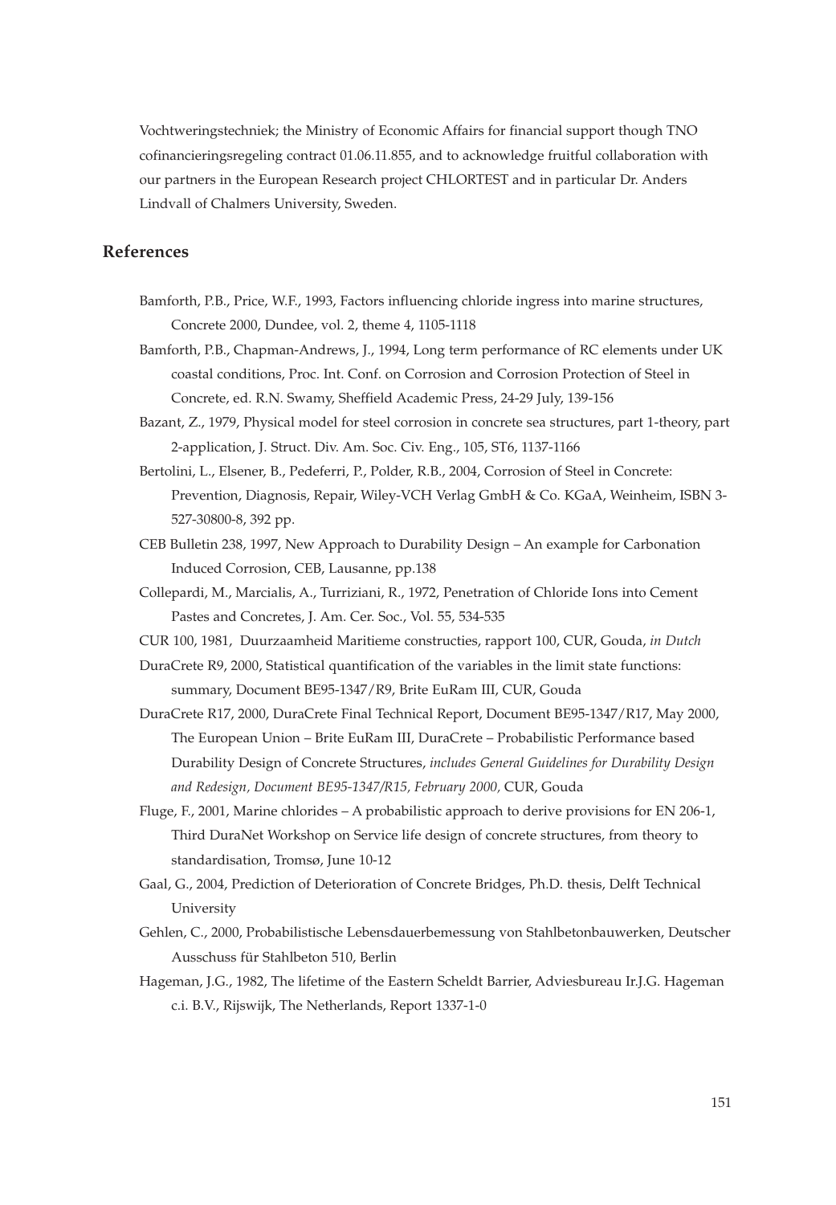Vochtweringstechniek; the Ministry of Economic Affairs for financial support though TNO cofinancieringsregeling contract 01.06.11.855, and to acknowledge fruitful collaboration with our partners in the European Research project CHLORTEST and in particular Dr. Anders Lindvall of Chalmers University, Sweden.

## References

Bamforth, P.B., Price, W.F., 1993, Factors influencing chloride ingress into marine structures, Concrete 2000, Dundee, vol. 2, theme 4, 1105-1118

Bamforth, P.B., Chapman-Andrews, J., 1994, Long term performance of RC elements under UK coastal conditions, Proc. Int. Conf. on Corrosion and Corrosion Protection of Steel in Concrete, ed. R.N. Swamy, Sheffield Academic Press, 24-29 July, 139-156

Bazant, Z., 1979, Physical model for steel corrosion in concrete sea structures, part 1-theory, part 2-application, J. Struct. Div. Am. Soc. Civ. Eng., 105, ST6, 1137-1166

Bertolini, L., Elsener, B., Pedeferri, P., Polder, R.B., 2004, Corrosion of Steel in Concrete: Prevention, Diagnosis, Repair, Wiley-VCH Verlag GmbH & Co. KGaA, Weinheim, ISBN 3-527-30800-8, 392 pp.

CEB Bulletin 238, 1997, New Approach to Durability Design – An example for Carbonation Induced Corrosion, CEB, Lausanne, pp.138

Collepardi, M., Marcialis, A., Turriziani, R., 1972, Penetration of Chloride Ions into Cement Pastes and Concretes, J. Am. Cer. Soc., Vol. 55, 534-535

CUR 100, 1981, Duurzaamheid Maritieme constructies, rapport 100, CUR, Gouda, *in Dutch*

DuraCrete R9, 2000, Statistical quantification of the variables in the limit state functions: summary, Document BE95-1347/R9, Brite EuRam III, CUR, Gouda

DuraCrete R17, 2000, DuraCrete Final Technical Report, Document BE95-1347/R17, May 2000, The European Union – Brite EuRam III, DuraCrete – Probabilistic Performance based Durability Design of Concrete Structures, *includes General Guidelines for Durability Design and Redesign, Document BE95-1347/R15, February 2000,* CUR, Gouda

Fluge, F., 2001, Marine chlorides – A probabilistic approach to derive provisions for EN 206-1, Third DuraNet Workshop on Service life design of concrete structures, from theory to standardisation, Tromsø, June 10-12

Gaal, G., 2004, Prediction of Deterioration of Concrete Bridges, Ph.D. thesis, Delft Technical University

Gehlen, C., 2000, Probabilistische Lebensdauerbemessung von Stahlbetonbauwerken, Deutscher Ausschuss für Stahlbeton 510, Berlin

Hageman, J.G., 1982, The lifetime of the Eastern Scheldt Barrier, Adviesbureau Ir.J.G. Hageman c.i. B.V., Rijswijk, The Netherlands, Report 1337-1-0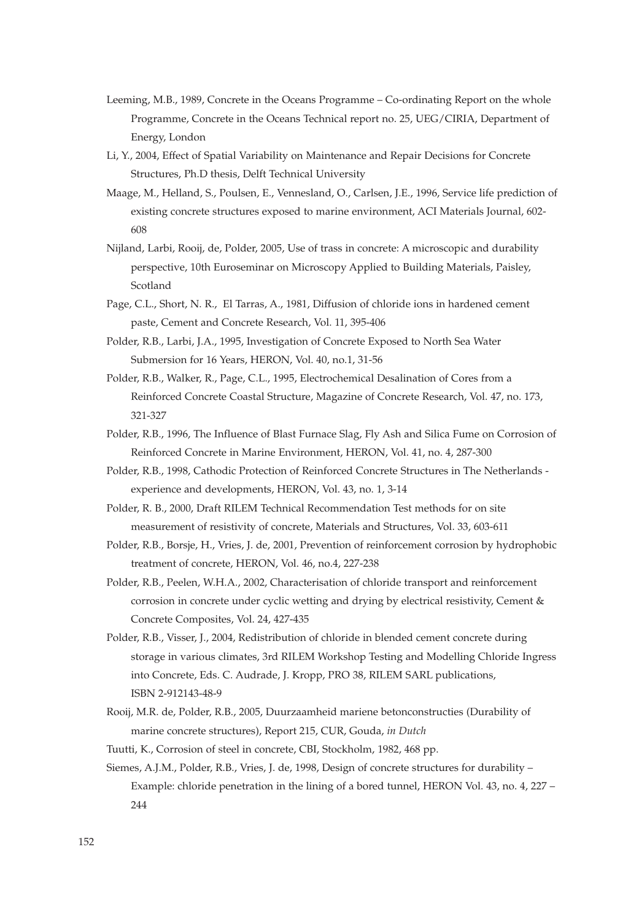Leeming, M.B., 1989, Concrete in the Oceans Programme – Co-ordinating Report on the whole Programme, Concrete in the Oceans Technical report no. 25, UEG/CIRIA, Department of Energy, London

Li, Y., 2004, Effect of Spatial Variability on Maintenance and Repair Decisions for Concrete Structures, Ph.D thesis, Delft Technical University

Maage, M., Helland, S., Poulsen, E., Vennesland, O., Carlsen, J.E., 1996, Service life prediction of existing concrete structures exposed to marine environment, ACI Materials Journal, 602-608

Nijland, Larbi, Rooij, de, Polder, 2005, Use of trass in concrete: A microscopic and durability perspective, 10th Euroseminar on Microscopy Applied to Building Materials, Paisley, Scotland

Page, C.L., Short, N. R., El Tarras, A., 1981, Diffusion of chloride ions in hardened cement paste, Cement and Concrete Research, Vol. 11, 395-406

Polder, R.B., Larbi, J.A., 1995, Investigation of Concrete Exposed to North Sea Water Submersion for 16 Years, HERON, Vol. 40, no.1, 31-56

Polder, R.B., Walker, R., Page, C.L., 1995, Electrochemical Desalination of Cores from a Reinforced Concrete Coastal Structure, Magazine of Concrete Research, Vol. 47, no. 173, 321-327

Polder, R.B., 1996, The Influence of Blast Furnace Slag, Fly Ash and Silica Fume on Corrosion of Reinforced Concrete in Marine Environment, HERON, Vol. 41, no. 4, 287-300

Polder, R.B., 1998, Cathodic Protection of Reinforced Concrete Structures in The Netherlands - experience and developments, HERON, Vol. 43, no. 1, 3-14

Polder, R. B., 2000, Draft RILEM Technical Recommendation Test methods for on site measurement of resistivity of concrete, Materials and Structures, Vol. 33, 603-611

Polder, R.B., Borsje, H., Vries, J. de, 2001, Prevention of reinforcement corrosion by hydrophobic treatment of concrete, HERON, Vol. 46, no.4, 227-238

Polder, R.B., Peelen, W.H.A., 2002, Characterisation of chloride transport and reinforcement corrosion in concrete under cyclic wetting and drying by electrical resistivity, Cement & Concrete Composites, Vol. 24, 427-435

Polder, R.B., Visser, J., 2004, Redistribution of chloride in blended cement concrete during storage in various climates, 3rd RILEM Workshop Testing and Modelling Chloride Ingress into Concrete, Eds. C. Audrade, J. Kropp, PRO 38, RILEM SARL publications, ISBN 2-912143-48-9

Rooij, M.R. de, Polder, R.B., 2005, Duurzaamheid mariene betonconstructies (Durability of marine concrete structures), Report 215, CUR, Gouda, *in Dutch*

Tuutti, K., Corrosion of steel in concrete, CBI, Stockholm, 1982, 468 pp.

Siemes, A.J.M., Polder, R.B., Vries, J. de, 1998, Design of concrete structures for durability – Example: chloride penetration in the lining of a bored tunnel, HERON Vol. 43, no. 4, 227 – 244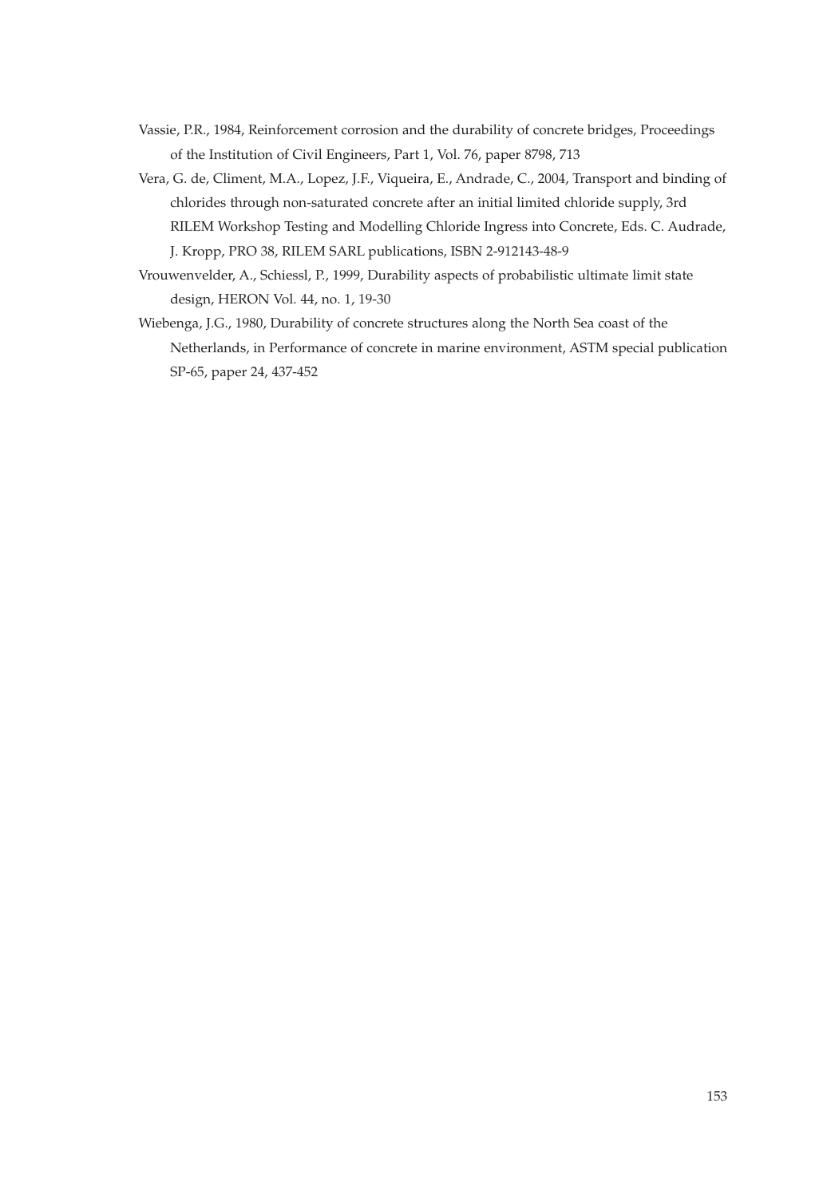Vassie, P.R., 1984, Reinforcement corrosion and the durability of concrete bridges, Proceedings of the Institution of Civil Engineers, Part 1, Vol. 76, paper 8798, 713

Vera, G. de, Climent, M.A., Lopez, J.F., Viqueira, E., Andrade, C., 2004, Transport and binding of chlorides through non-saturated concrete after an initial limited chloride supply, 3rd RILEM Workshop Testing and Modelling Chloride Ingress into Concrete, Eds. C. Audrade, J. Kropp, PRO 38, RILEM SARL publications, ISBN 2-912143-48-9

Vrouwenvelder, A., Schiessl, P., 1999, Durability aspects of probabilistic ultimate limit state design, HERON Vol. 44, no. 1, 19-30

Wiebenga, J.G., 1980, Durability of concrete structures along the North Sea coast of the Netherlands, in Performance of concrete in marine environment, ASTM special publication SP-65, paper 24, 437-452